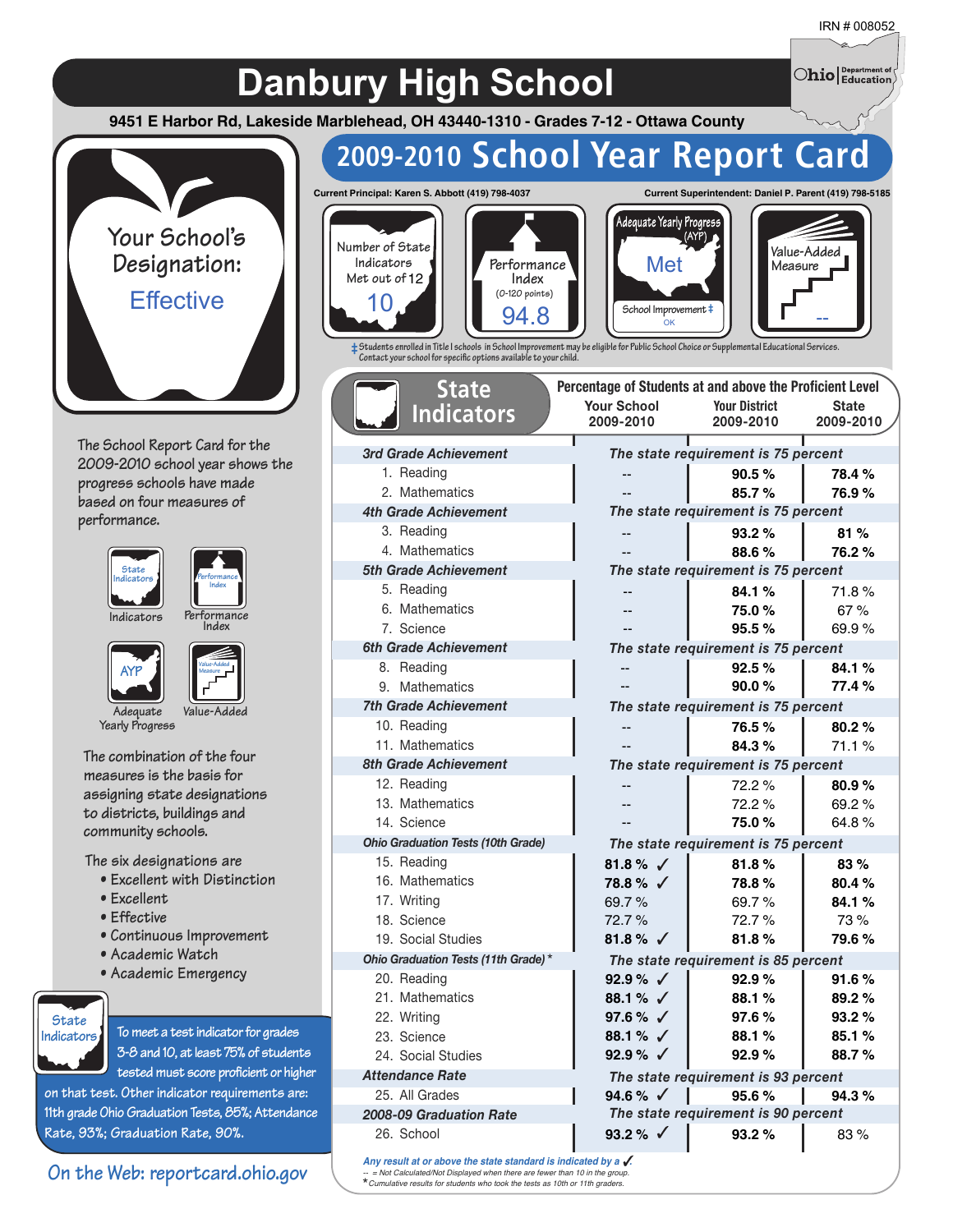IRN # 008052

Ohio | Department of Education

# Danbury High School

**9451 E Harbor Rd, Lakeside Marblehead, OH 43440-1310 - Grades 7-12 - Ottawa County**

## 2009-2010 School Year Report Card

**Current Principal: Karen S. Abbott (419) 798-4037**

**Current Superintendent: Daniel P. Parent (419) 798-5185**

Your School's Designation: **Effective**

| Number of State Indicators Met out of 12 | Performance Index (0-120 points) | Adequate Yearly Progress (AYP) | Value-Added Measure |
|---|---|---|---|
| 10 | 94.8 | Met<br>School Improvement ‡ OK | -- |

‡ Students enrolled in Title I schools in School Improvement may be eligible for Public School Choice or Supplemental Educational Services. Contact your school for specific options available to your child.

The School Report Card for the 2009-2010 school year shows the progress schools have made based on four measures of performance.

- Indicators
- Performance Index
- Adequate Yearly Progress
- Value-Added

The combination of the four measures is the basis for assigning state designations to districts, buildings and community schools.

The six designations are

- Excellent with Distinction
- Excellent
- Effective
- Continuous Improvement
- Academic Watch
- Academic Emergency

**State Indicators**

To meet a test indicator for grades 3-8 and 10, at least 75% of students tested must score proficient or higher on that test. Other indicator requirements are: 11th grade Ohio Graduation Tests, 85%; Attendance Rate, 93%; Graduation Rate, 90%.

On the Web: reportcard.ohio.gov

### State Indicators

| State Indicators | Percentage of Students at and above the Proficient Level: Your School 2009-2010 | Your District 2009-2010 | State 2009-2010 |
|---|---|---|---|
| ***3rd Grade Achievement*** | *The state requirement is 75 percent* | | |
| 1. Reading | -- | **90.5 %** | **78.4 %** |
| 2. Mathematics | -- | **85.7 %** | **76.9 %** |
| ***4th Grade Achievement*** | *The state requirement is 75 percent* | | |
| 3. Reading | -- | **93.2 %** | **81 %** |
| 4. Mathematics | -- | **88.6 %** | **76.2 %** |
| ***5th Grade Achievement*** | *The state requirement is 75 percent* | | |
| 5. Reading | -- | **84.1 %** | 71.8 % |
| 6. Mathematics | -- | **75.0 %** | 67 % |
| 7. Science | -- | **95.5 %** | 69.9 % |
| ***6th Grade Achievement*** | *The state requirement is 75 percent* | | |
| 8. Reading | -- | **92.5 %** | **84.1 %** |
| 9. Mathematics | -- | **90.0 %** | **77.4 %** |
| ***7th Grade Achievement*** | *The state requirement is 75 percent* | | |
| 10. Reading | -- | **76.5 %** | **80.2 %** |
| 11. Mathematics | -- | **84.3 %** | 71.1 % |
| ***8th Grade Achievement*** | *The state requirement is 75 percent* | | |
| 12. Reading | -- | 72.2 % | **80.9 %** |
| 13. Mathematics | -- | 72.2 % | 69.2 % |
| 14. Science | -- | **75.0 %** | 64.8 % |
| ***Ohio Graduation Tests (10th Grade)*** | *The state requirement is 75 percent* | | |
| 15. Reading | **81.8 %** ✓ | **81.8 %** | **83 %** |
| 16. Mathematics | **78.8 %** ✓ | **78.8 %** | **80.4 %** |
| 17. Writing | 69.7 % | 69.7 % | **84.1 %** |
| 18. Science | 72.7 % | 72.7 % | 73 % |
| 19. Social Studies | **81.8 %** ✓ | **81.8 %** | **79.6 %** |
| ***Ohio Graduation Tests (11th Grade) **** | *The state requirement is 85 percent* | | |
| 20. Reading | **92.9 %** ✓ | **92.9 %** | **91.6 %** |
| 21. Mathematics | **88.1 %** ✓ | **88.1 %** | **89.2 %** |
| 22. Writing | **97.6 %** ✓ | **97.6 %** | **93.2 %** |
| 23. Science | **88.1 %** ✓ | **88.1 %** | **85.1 %** |
| 24. Social Studies | **92.9 %** ✓ | **92.9 %** | **88.7 %** |
| ***Attendance Rate*** | *The state requirement is 93 percent* | | |
| 25. All Grades | **94.6 %** ✓ | **95.6 %** | **94.3 %** |
| ***2008-09 Graduation Rate*** | *The state requirement is 90 percent* | | |
| 26. School | **93.2 %** ✓ | **93.2 %** | 83 % |

*Any result at or above the state standard is indicated by a ✓.*

*-- = Not Calculated/Not Displayed when there are fewer than 10 in the group.*

** Cumulative results for students who took the tests as 10th or 11th graders.*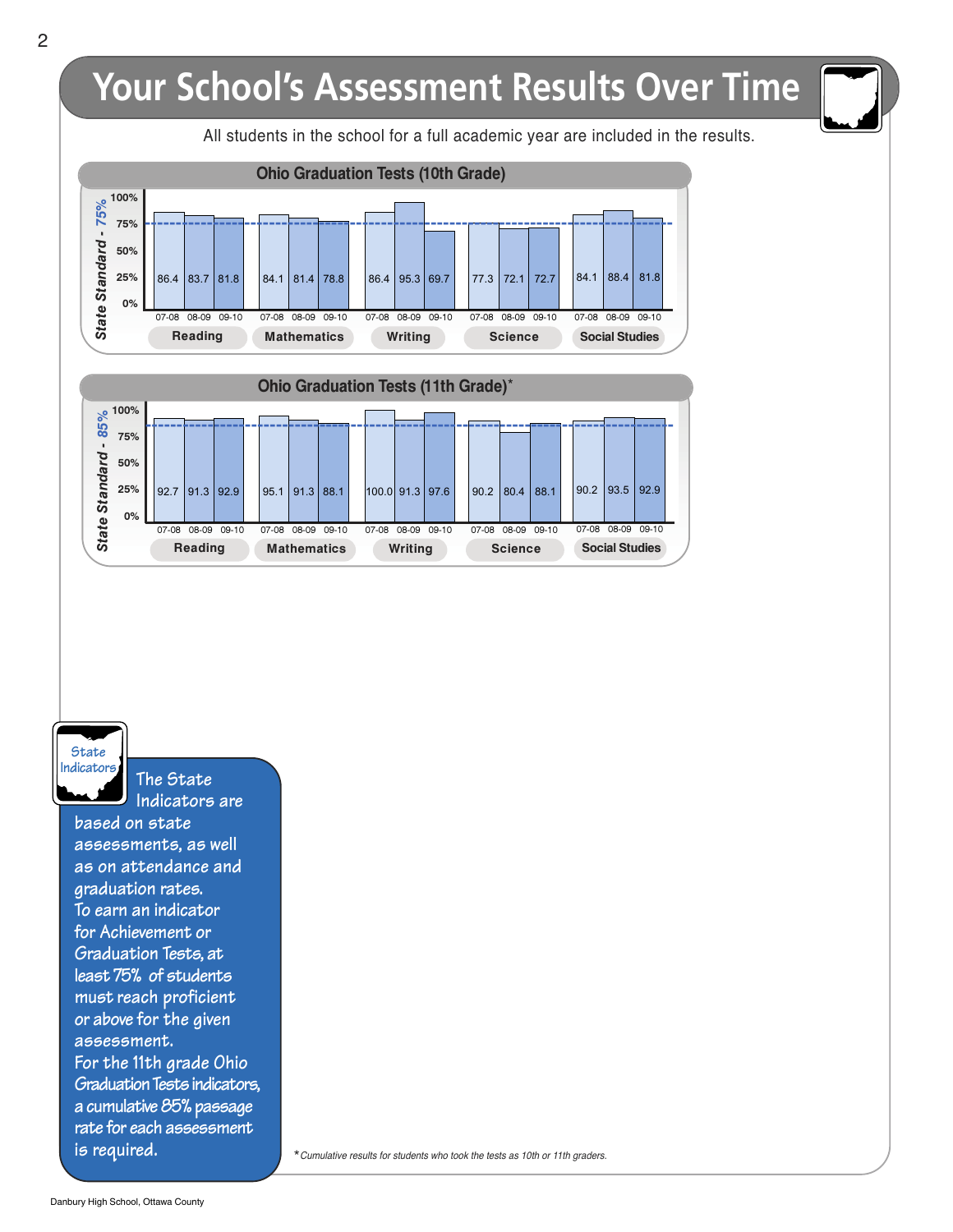# Your School's Assessment Results Over Time

All students in the school for a full academic year are included in the results.

## Ohio Graduation Tests (10th Grade)

State Standard - 75%

| Subject | 07-08 | 08-09 | 09-10 |
|---|---|---|---|
| Reading | 86.4 | 83.7 | 81.8 |
| Mathematics | 84.1 | 81.4 | 78.8 |
| Writing | 86.4 | 95.3 | 69.7 |
| Science | 77.3 | 72.1 | 72.7 |
| Social Studies | 84.1 | 88.4 | 81.8 |

## Ohio Graduation Tests (11th Grade)*

State Standard - 85%

| Subject | 07-08 | 08-09 | 09-10 |
|---|---|---|---|
| Reading | 92.7 | 91.3 | 92.9 |
| Mathematics | 95.1 | 91.3 | 88.1 |
| Writing | 100.0 | 91.3 | 97.6 |
| Science | 90.2 | 80.4 | 88.1 |
| Social Studies | 90.2 | 93.5 | 92.9 |

**State Indicators**

The State Indicators are based on state assessments, as well as on attendance and graduation rates.
To earn an indicator for Achievement or Graduation Tests, at least 75% of students must reach proficient or above for the given assessment.
For the 11th grade Ohio Graduation Tests indicators, a cumulative 85% passage rate for each assessment is required.

*\*Cumulative results for students who took the tests as 10th or 11th graders.*

Danbury High School, Ottawa County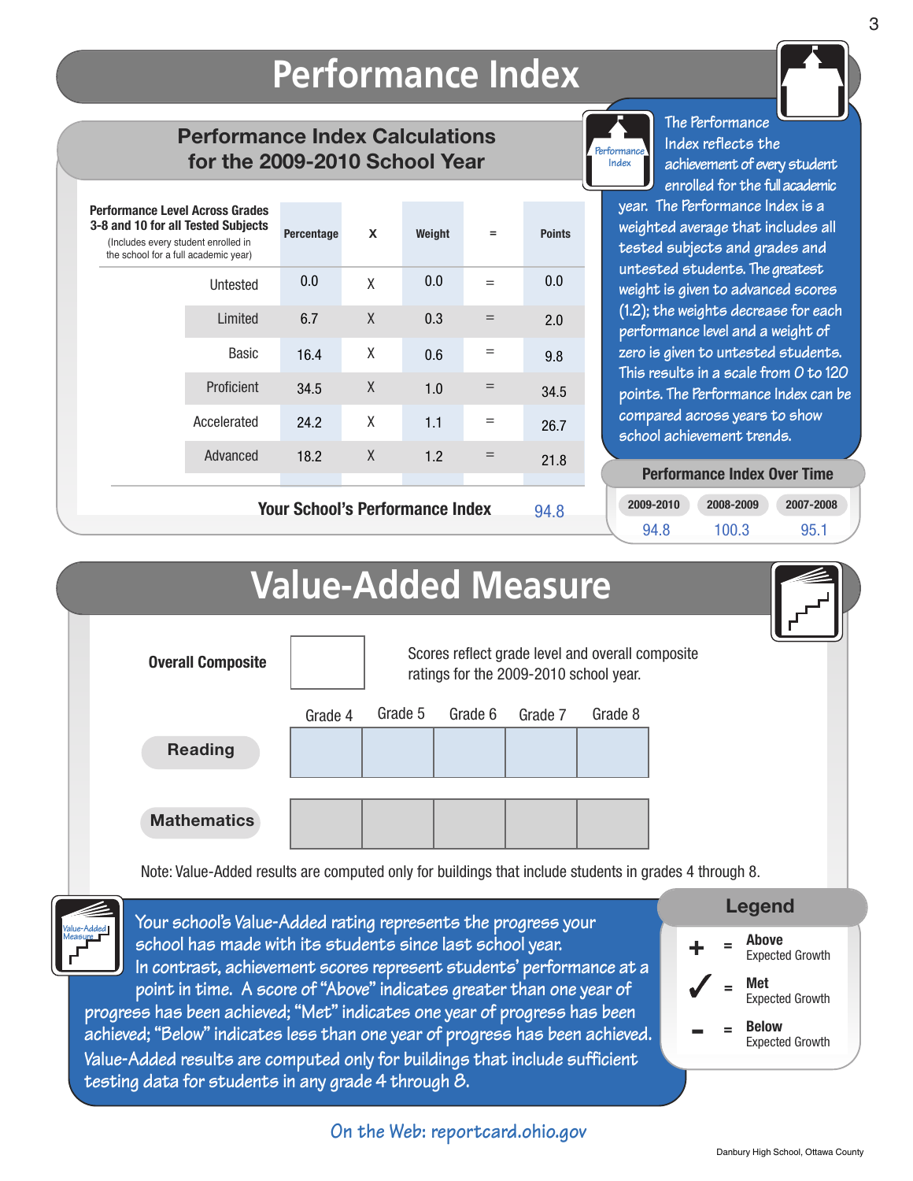# Performance Index

## Performance Index Calculations for the 2009-2010 School Year

| Performance Level Across Grades 3-8 and 10 for all Tested Subjects (Includes every student enrolled in the school for a full academic year) | Percentage | X | Weight | = | Points |
|---|---|---|---|---|---|
| Untested | 0.0 | X | 0.0 | = | 0.0 |
| Limited | 6.7 | X | 0.3 | = | 2.0 |
| Basic | 16.4 | X | 0.6 | = | 9.8 |
| Proficient | 34.5 | X | 1.0 | = | 34.5 |
| Accelerated | 24.2 | X | 1.1 | = | 26.7 |
| Advanced | 18.2 | X | 1.2 | = | 21.8 |

**Your School's Performance Index** 94.8

The Performance Index reflects the achievement of every student enrolled for the full academic year. The Performance Index is a weighted average that includes all tested subjects and grades and untested students. The greatest weight is given to advanced scores (1.2); the weights decrease for each performance level and a weight of zero is given to untested students. This results in a scale from 0 to 120 points. The Performance Index can be compared across years to show school achievement trends.

### Performance Index Over Time

| 2009-2010 | 2008-2009 | 2007-2008 |
|---|---|---|
| 94.8 | 100.3 | 95.1 |

# Value-Added Measure

**Overall Composite**

Scores reflect grade level and overall composite ratings for the 2009-2010 school year.

| | Grade 4 | Grade 5 | Grade 6 | Grade 7 | Grade 8 |
|---|---|---|---|---|---|
| **Reading** | | | | | |
| **Mathematics** | | | | | |

Note: Value-Added results are computed only for buildings that include students in grades 4 through 8.

Your school's Value-Added rating represents the progress your school has made with its students since last school year. In contrast, achievement scores represent students' performance at a point in time. A score of "Above" indicates greater than one year of progress has been achieved; "Met" indicates one year of progress has been achieved; "Below" indicates less than one year of progress has been achieved. Value-Added results are computed only for buildings that include sufficient testing data for students in any grade 4 through 8.

### Legend

- **+** = **Above** Expected Growth
- **✓** = **Met** Expected Growth
- **-** = **Below** Expected Growth

On the Web: reportcard.ohio.gov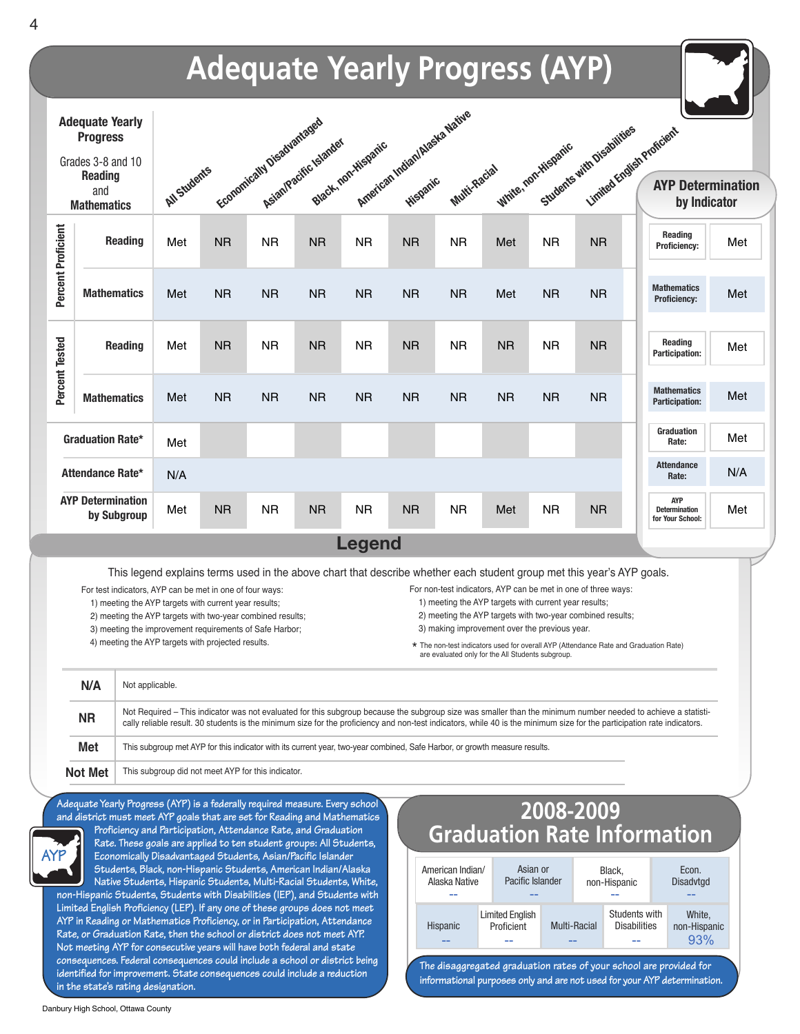# Adequate Yearly Progress (AYP)

| Adequate Yearly Progress Grades 3-8 and 10 Reading and Mathematics | | All Students | Economically Disadvantaged | Asian/Pacific Islander | Black, non-Hispanic | American Indian/Alaska Native | Hispanic | Multi-Racial | White, non-Hispanic | Students with Disabilities | Limited English Proficient |
|---|---|---|---|---|---|---|---|---|---|---|---|
| Percent Proficient | Reading | Met | NR | NR | NR | NR | NR | NR | Met | NR | NR |
| | Mathematics | Met | NR | NR | NR | NR | NR | NR | Met | NR | NR |
| Percent Tested | Reading | Met | NR | NR | NR | NR | NR | NR | NR | NR | NR |
| | Mathematics | Met | NR | NR | NR | NR | NR | NR | NR | NR | NR |
| Graduation Rate* | | Met | | | | | | | | | |
| Attendance Rate* | | N/A | | | | | | | | | |
| AYP Determination by Subgroup | | Met | NR | NR | NR | NR | NR | NR | Met | NR | NR |

## AYP Determination by Indicator

| Indicator | Result |
|---|---|
| Reading Proficiency: | Met |
| Mathematics Proficiency: | Met |
| Reading Participation: | Met |
| Mathematics Participation: | Met |
| Graduation Rate: | Met |
| Attendance Rate: | N/A |
| AYP Determination for Your School: | Met |

## Legend

This legend explains terms used in the above chart that describe whether each student group met this year's AYP goals.

For test indicators, AYP can be met in one of four ways:
1) meeting the AYP targets with current year results;
2) meeting the AYP targets with two-year combined results;
3) meeting the improvement requirements of Safe Harbor;
4) meeting the AYP targets with projected results.

For non-test indicators, AYP can be met in one of three ways:
1) meeting the AYP targets with current year results;
2) meeting the AYP targets with two-year combined results;
3) making improvement over the previous year.

* The non-test indicators used for overall AYP (Attendance Rate and Graduation Rate) are evaluated only for the All Students subgroup.

| | |
|---|---|
| **N/A** | Not applicable. |
| **NR** | Not Required – This indicator was not evaluated for this subgroup because the subgroup size was smaller than the minimum number needed to achieve a statistically reliable result. 30 students is the minimum size for the proficiency and non-test indicators, while 40 is the minimum size for the participation rate indicators. |
| **Met** | This subgroup met AYP for this indicator with its current year, two-year combined, Safe Harbor, or growth measure results. |
| **Not Met** | This subgroup did not meet AYP for this indicator. |

Adequate Yearly Progress (AYP) is a federally required measure. Every school and district must meet AYP goals that are set for Reading and Mathematics Proficiency and Participation, Attendance Rate, and Graduation Rate. These goals are applied to ten student groups: All Students, Economically Disadvantaged Students, Asian/Pacific Islander Students, Black, non-Hispanic Students, American Indian/Alaska Native Students, Hispanic Students, Multi-Racial Students, White, non-Hispanic Students, Students with Disabilities (IEP), and Students with Limited English Proficiency (LEP). If any one of these groups does not meet AYP in Reading or Mathematics Proficiency, or in Participation, Attendance Rate, or Graduation Rate, then the school or district does not meet AYP. Not meeting AYP for consecutive years will have both federal and state consequences. Federal consequences could include a school or district being identified for improvement. State consequences could include a reduction in the state's rating designation.

## 2008-2009 Graduation Rate Information

| American Indian/ Alaska Native | Asian or Pacific Islander | Black, non-Hispanic | Econ. Disadvtgd |
|---|---|---|---|
| -- | -- | -- | -- |

| Hispanic | Limited English Proficient | Multi-Racial | Students with Disabilities | White, non-Hispanic |
|---|---|---|---|---|
| -- | -- | -- | -- | 93% |

The disaggregated graduation rates of your school are provided for informational purposes only and are not used for your AYP determination.

Danbury High School, Ottawa County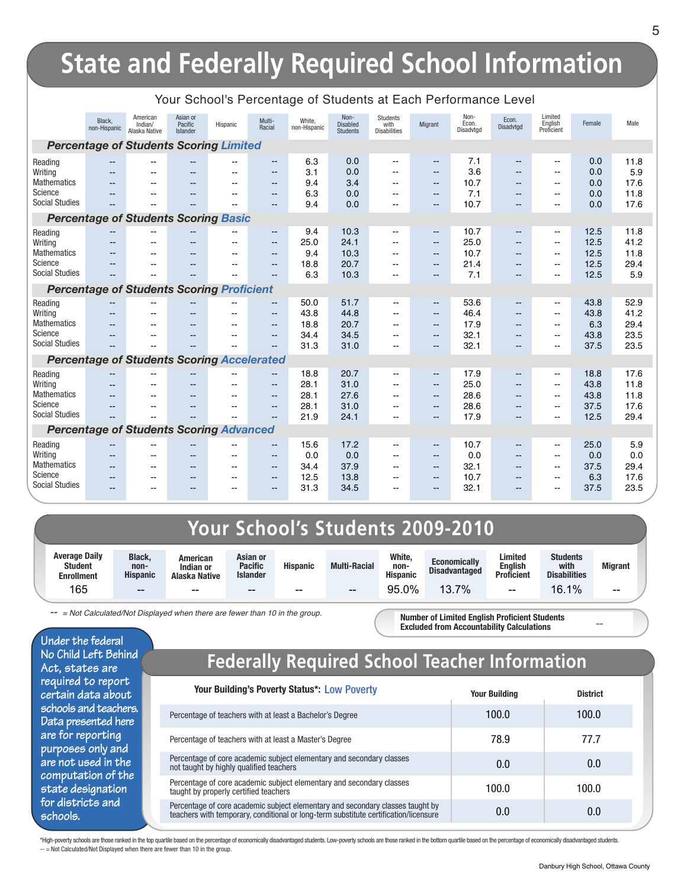# State and Federally Required School Information

### Your School's Percentage of Students at Each Performance Level

| | Black, non-Hispanic | American Indian/ Alaska Native | Asian or Pacific Islander | Hispanic | Multi-Racial | White, non-Hispanic | Non-Disabled Students | Students with Disabilities | Migrant | Non-Econ. Disadvtgd | Econ. Disadvtgd | Limited English Proficient | Female | Male |
|---|---|---|---|---|---|---|---|---|---|---|---|---|---|---|
| ***Percentage of Students Scoring Limited*** | | | | | | | | | | | | | | |
| Reading | -- | -- | -- | -- | -- | 6.3 | 0.0 | -- | -- | 7.1 | -- | -- | 0.0 | 11.8 |
| Writing | -- | -- | -- | -- | -- | 3.1 | 0.0 | -- | -- | 3.6 | -- | -- | 0.0 | 5.9 |
| Mathematics | -- | -- | -- | -- | -- | 9.4 | 3.4 | -- | -- | 10.7 | -- | -- | 0.0 | 17.6 |
| Science | -- | -- | -- | -- | -- | 6.3 | 0.0 | -- | -- | 7.1 | -- | -- | 0.0 | 11.8 |
| Social Studies | -- | -- | -- | -- | -- | 9.4 | 0.0 | -- | -- | 10.7 | -- | -- | 0.0 | 17.6 |
| ***Percentage of Students Scoring Basic*** | | | | | | | | | | | | | | |
| Reading | -- | -- | -- | -- | -- | 9.4 | 10.3 | -- | -- | 10.7 | -- | -- | 12.5 | 11.8 |
| Writing | -- | -- | -- | -- | -- | 25.0 | 24.1 | -- | -- | 25.0 | -- | -- | 12.5 | 41.2 |
| Mathematics | -- | -- | -- | -- | -- | 9.4 | 10.3 | -- | -- | 10.7 | -- | -- | 12.5 | 11.8 |
| Science | -- | -- | -- | -- | -- | 18.8 | 20.7 | -- | -- | 21.4 | -- | -- | 12.5 | 29.4 |
| Social Studies | -- | -- | -- | -- | -- | 6.3 | 10.3 | -- | -- | 7.1 | -- | -- | 12.5 | 5.9 |
| ***Percentage of Students Scoring Proficient*** | | | | | | | | | | | | | | |
| Reading | -- | -- | -- | -- | -- | 50.0 | 51.7 | -- | -- | 53.6 | -- | -- | 43.8 | 52.9 |
| Writing | -- | -- | -- | -- | -- | 43.8 | 44.8 | -- | -- | 46.4 | -- | -- | 43.8 | 41.2 |
| Mathematics | -- | -- | -- | -- | -- | 18.8 | 20.7 | -- | -- | 17.9 | -- | -- | 6.3 | 29.4 |
| Science | -- | -- | -- | -- | -- | 34.4 | 34.5 | -- | -- | 32.1 | -- | -- | 43.8 | 23.5 |
| Social Studies | -- | -- | -- | -- | -- | 31.3 | 31.0 | -- | -- | 32.1 | -- | -- | 37.5 | 23.5 |
| ***Percentage of Students Scoring Accelerated*** | | | | | | | | | | | | | | |
| Reading | -- | -- | -- | -- | -- | 18.8 | 20.7 | -- | -- | 17.9 | -- | -- | 18.8 | 17.6 |
| Writing | -- | -- | -- | -- | -- | 28.1 | 31.0 | -- | -- | 25.0 | -- | -- | 43.8 | 11.8 |
| Mathematics | -- | -- | -- | -- | -- | 28.1 | 27.6 | -- | -- | 28.6 | -- | -- | 43.8 | 11.8 |
| Science | -- | -- | -- | -- | -- | 28.1 | 31.0 | -- | -- | 28.6 | -- | -- | 37.5 | 17.6 |
| Social Studies | -- | -- | -- | -- | -- | 21.9 | 24.1 | -- | -- | 17.9 | -- | -- | 12.5 | 29.4 |
| ***Percentage of Students Scoring Advanced*** | | | | | | | | | | | | | | |
| Reading | -- | -- | -- | -- | -- | 15.6 | 17.2 | -- | -- | 10.7 | -- | -- | 25.0 | 5.9 |
| Writing | -- | -- | -- | -- | -- | 0.0 | 0.0 | -- | -- | 0.0 | -- | -- | 0.0 | 0.0 |
| Mathematics | -- | -- | -- | -- | -- | 34.4 | 37.9 | -- | -- | 32.1 | -- | -- | 37.5 | 29.4 |
| Science | -- | -- | -- | -- | -- | 12.5 | 13.8 | -- | -- | 10.7 | -- | -- | 6.3 | 17.6 |
| Social Studies | -- | -- | -- | -- | -- | 31.3 | 34.5 | -- | -- | 32.1 | -- | -- | 37.5 | 23.5 |

## Your School's Students 2009-2010

| Average Daily Student Enrollment | Black, non-Hispanic | American Indian or Alaska Native | Asian or Pacific Islander | Hispanic | Multi-Racial | White, non-Hispanic | Economically Disadvantaged | Limited English Proficient | Students with Disabilities | Migrant |
|---|---|---|---|---|---|---|---|---|---|---|
| 165 | -- | -- | -- | -- | -- | 95.0% | 13.7% | -- | 16.1% | -- |

*-- = Not Calculated/Not Displayed when there are fewer than 10 in the group.*

**Number of Limited English Proficient Students Excluded from Accountability Calculations** --

Under the federal No Child Left Behind Act, states are required to report certain data about schools and teachers. Data presented here are for reporting purposes only and are not used in the computation of the state designation for districts and schools.

## Federally Required School Teacher Information

| **Your Building's Poverty Status*:** Low Poverty | Your Building | District |
|---|---|---|
| Percentage of teachers with at least a Bachelor's Degree | 100.0 | 100.0 |
| Percentage of teachers with at least a Master's Degree | 78.9 | 77.7 |
| Percentage of core academic subject elementary and secondary classes not taught by highly qualified teachers | 0.0 | 0.0 |
| Percentage of core academic subject elementary and secondary classes taught by properly certified teachers | 100.0 | 100.0 |
| Percentage of core academic subject elementary and secondary classes taught by teachers with temporary, conditional or long-term substitute certification/licensure | 0.0 | 0.0 |

*High-poverty schools are those ranked in the top quartile based on the percentage of economically disadvantaged students. Low-poverty schools are those ranked in the bottom quartile based on the percentage of economically disadvantaged students.
-- = Not Calculated/Not Displayed when there are fewer than 10 in the group.

Danbury High School, Ottawa County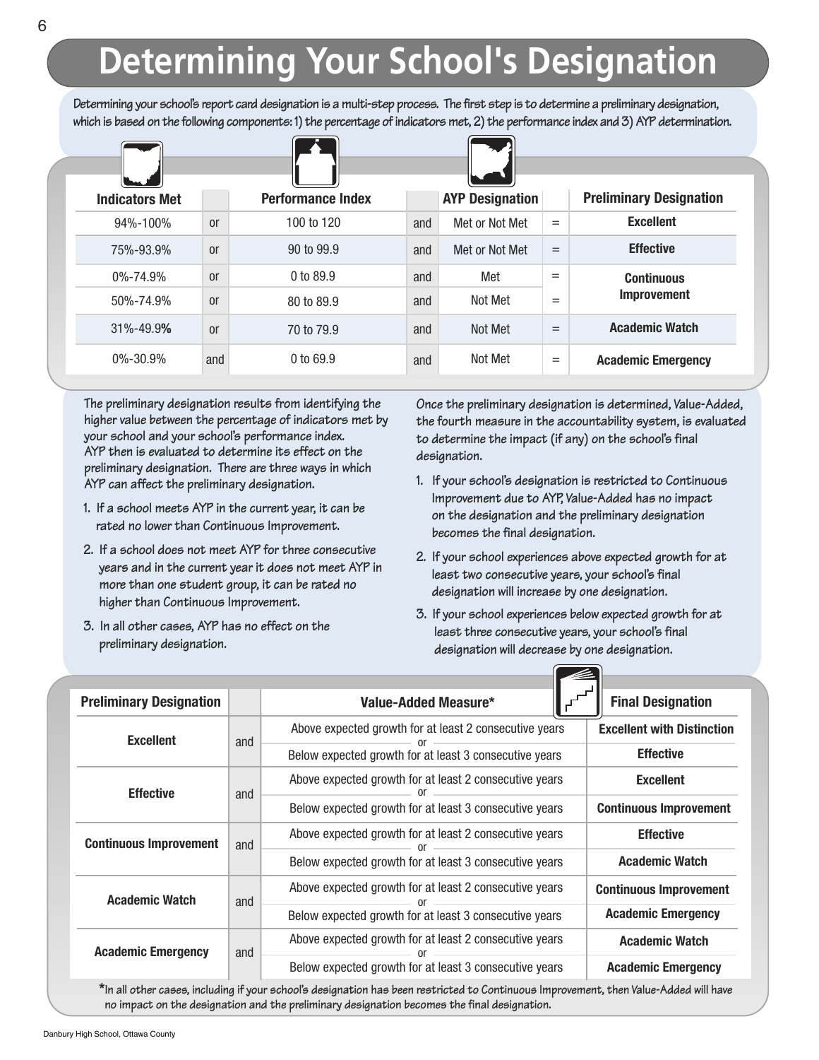# Determining Your School's Designation

**Determining your school's report card designation is a multi-step process. The first step is to determine a preliminary designation, which is based on the following components: 1) the percentage of indicators met, 2) the performance index and 3) AYP determination.**

| Indicators Met | | Performance Index | | AYP Designation | | Preliminary Designation |
|---|---|---|---|---|---|---|
| 94%-100% | or | 100 to 120 | and | Met or Not Met | = | **Excellent** |
| 75%-93.9% | or | 90 to 99.9 | and | Met or Not Met | = | **Effective** |
| 0%-74.9% | or | 0 to 89.9 | and | Met | = | **Continuous Improvement** |
| 50%-74.9% | or | 80 to 89.9 | and | Not Met | = | **Continuous Improvement** |
| 31%-49.9% | or | 70 to 79.9 | and | Not Met | = | **Academic Watch** |
| 0%-30.9% | and | 0 to 69.9 | and | Not Met | = | **Academic Emergency** |

**The preliminary designation results from identifying the higher value between the percentage of indicators met by your school and your school's performance index. AYP then is evaluated to determine its effect on the preliminary designation. There are three ways in which AYP can affect the preliminary designation.**

1. **If a school meets AYP in the current year, it can be rated no lower than Continuous Improvement.**
2. **If a school does not meet AYP for three consecutive years and in the current year it does not meet AYP in more than one student group, it can be rated no higher than Continuous Improvement.**
3. **In all other cases, AYP has no effect on the preliminary designation.**

**Once the preliminary designation is determined, Value-Added, the fourth measure in the accountability system, is evaluated to determine the impact (if any) on the school's final designation.**

1. **If your school's designation is restricted to Continuous Improvement due to AYP, Value-Added has no impact on the designation and the preliminary designation becomes the final designation.**
2. **If your school experiences above expected growth for at least two consecutive years, your school's final designation will increase by one designation.**
3. **If your school experiences below expected growth for at least three consecutive years, your school's final designation will decrease by one designation.**

| Preliminary Designation | | Value-Added Measure* | Final Designation |
|---|---|---|---|
| **Excellent** | and | Above expected growth for at least 2 consecutive years | **Excellent with Distinction** |
| | | or Below expected growth for at least 3 consecutive years | **Effective** |
| **Effective** | and | Above expected growth for at least 2 consecutive years | **Excellent** |
| | | or Below expected growth for at least 3 consecutive years | **Continuous Improvement** |
| **Continuous Improvement** | and | Above expected growth for at least 2 consecutive years | **Effective** |
| | | or Below expected growth for at least 3 consecutive years | **Academic Watch** |
| **Academic Watch** | and | Above expected growth for at least 2 consecutive years | **Continuous Improvement** |
| | | or Below expected growth for at least 3 consecutive years | **Academic Emergency** |
| **Academic Emergency** | and | Above expected growth for at least 2 consecutive years | **Academic Watch** |
| | | or Below expected growth for at least 3 consecutive years | **Academic Emergency** |

***In all other cases, including if your school's designation has been restricted to Continuous Improvement, then Value-Added will have no impact on the designation and the preliminary designation becomes the final designation.**

Danbury High School, Ottawa County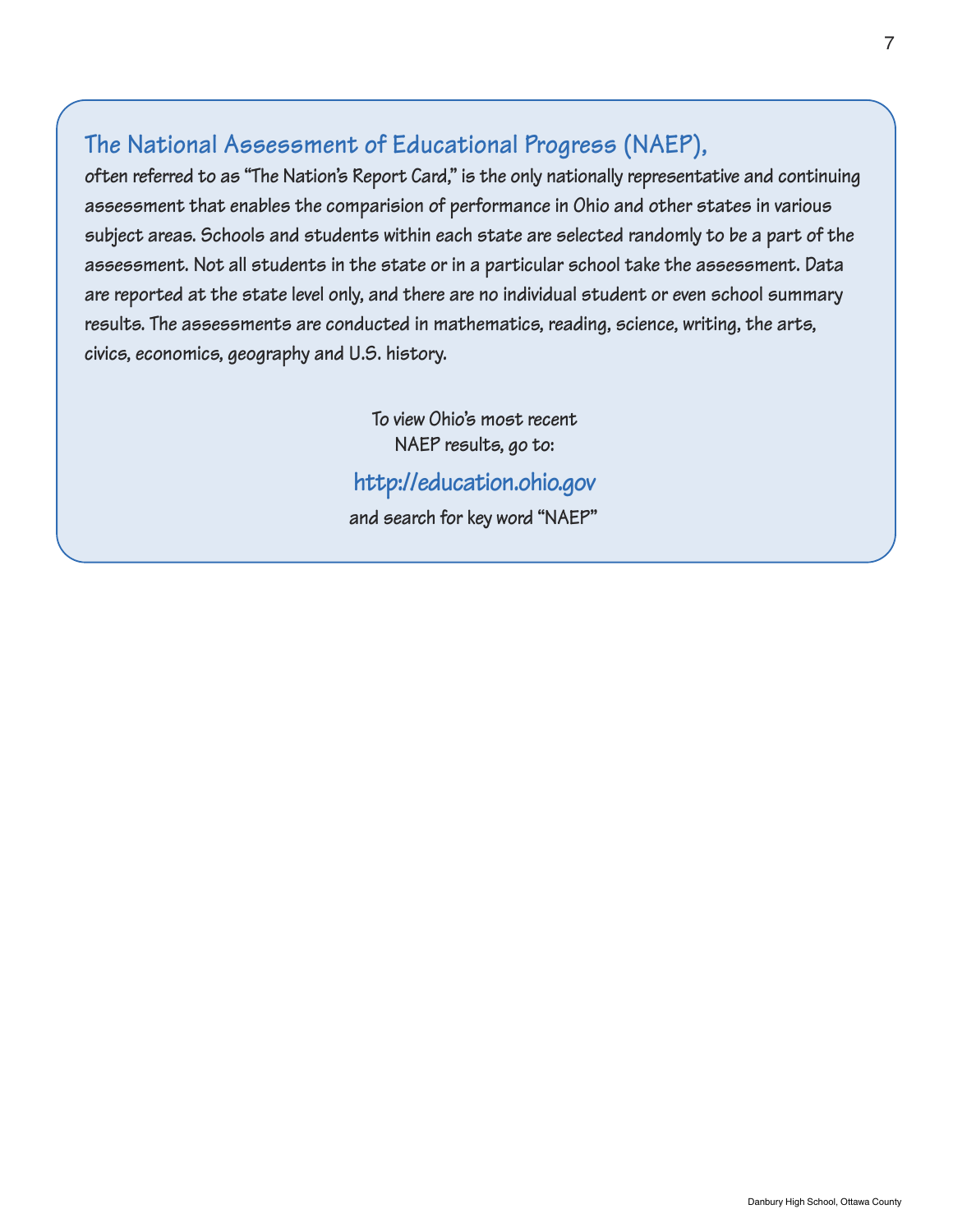## The National Assessment of Educational Progress (NAEP),

often referred to as "The Nation's Report Card," is the only nationally representative and continuing assessment that enables the comparision of performance in Ohio and other states in various subject areas. Schools and students within each state are selected randomly to be a part of the assessment. Not all students in the state or in a particular school take the assessment. Data are reported at the state level only, and there are no individual student or even school summary results. The assessments are conducted in mathematics, reading, science, writing, the arts, civics, economics, geography and U.S. history.

To view Ohio's most recent
NAEP results, go to:

**http://education.ohio.gov**

and search for key word "NAEP"

Danbury High School, Ottawa County